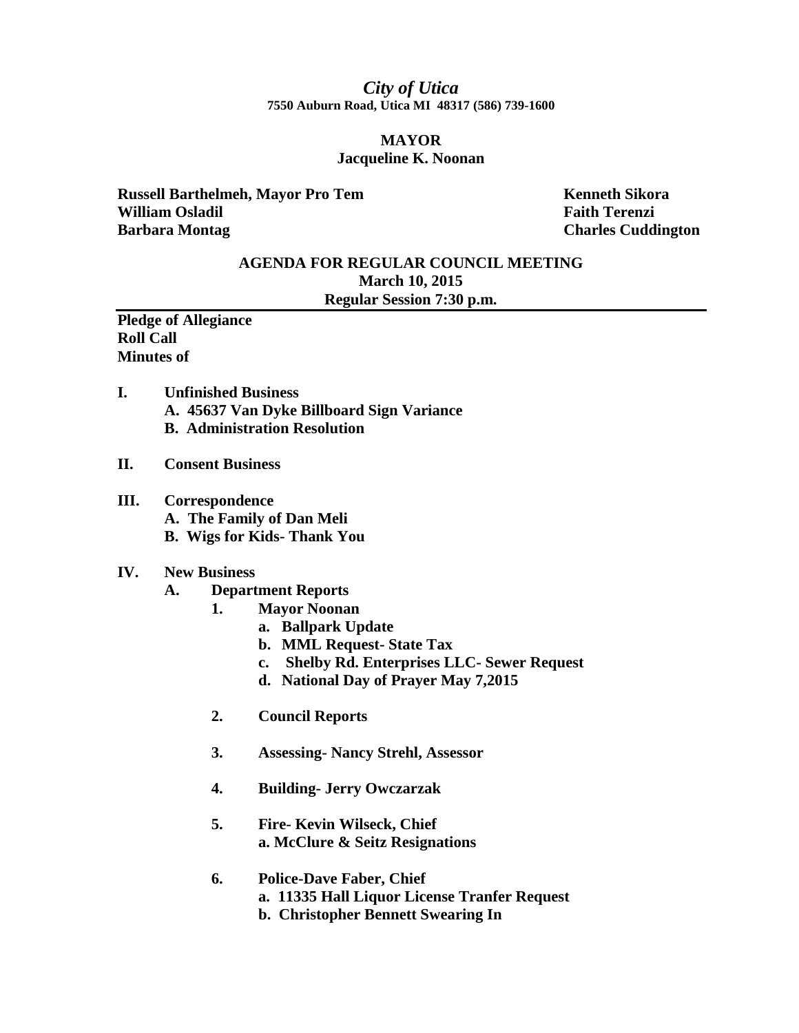# *City of Utica*

**7550 Auburn Road, Utica MI 48317 (586) 739-1600**

## MAYOR

**Jacqueline K. Noonan**

**Russell Barthelmeh, Mayor Pro Tem**
**William Osladil**
**Barbara Montag**
**Kenneth Sikora**
**Faith Terenzi**
**Charles Cuddington**

## AGENDA FOR REGULAR COUNCIL MEETING

**March 10, 2015**

**Regular Session 7:30 p.m.**

---

**Pledge of Allegiance**
**Roll Call**
**Minutes of**

**I. Unfinished Business**
- **A. 45637 Van Dyke Billboard Sign Variance**
- **B. Administration Resolution**

**II. Consent Business**

**III. Correspondence**
- **A. The Family of Dan Meli**
- **B. Wigs for Kids- Thank You**

**IV. New Business**
- **A. Department Reports**
  - **1. Mayor Noonan**
    - **a. Ballpark Update**
    - **b. MML Request- State Tax**
    - **c. Shelby Rd. Enterprises LLC- Sewer Request**
    - **d. National Day of Prayer May 7,2015**
  - **2. Council Reports**
  - **3. Assessing- Nancy Strehl, Assessor**
  - **4. Building- Jerry Owczarzak**
  - **5. Fire- Kevin Wilseck, Chief**
    - **a. McClure & Seitz Resignations**
  - **6. Police-Dave Faber, Chief**
    - **a. 11335 Hall Liquor License Tranfer Request**
    - **b. Christopher Bennett Swearing In**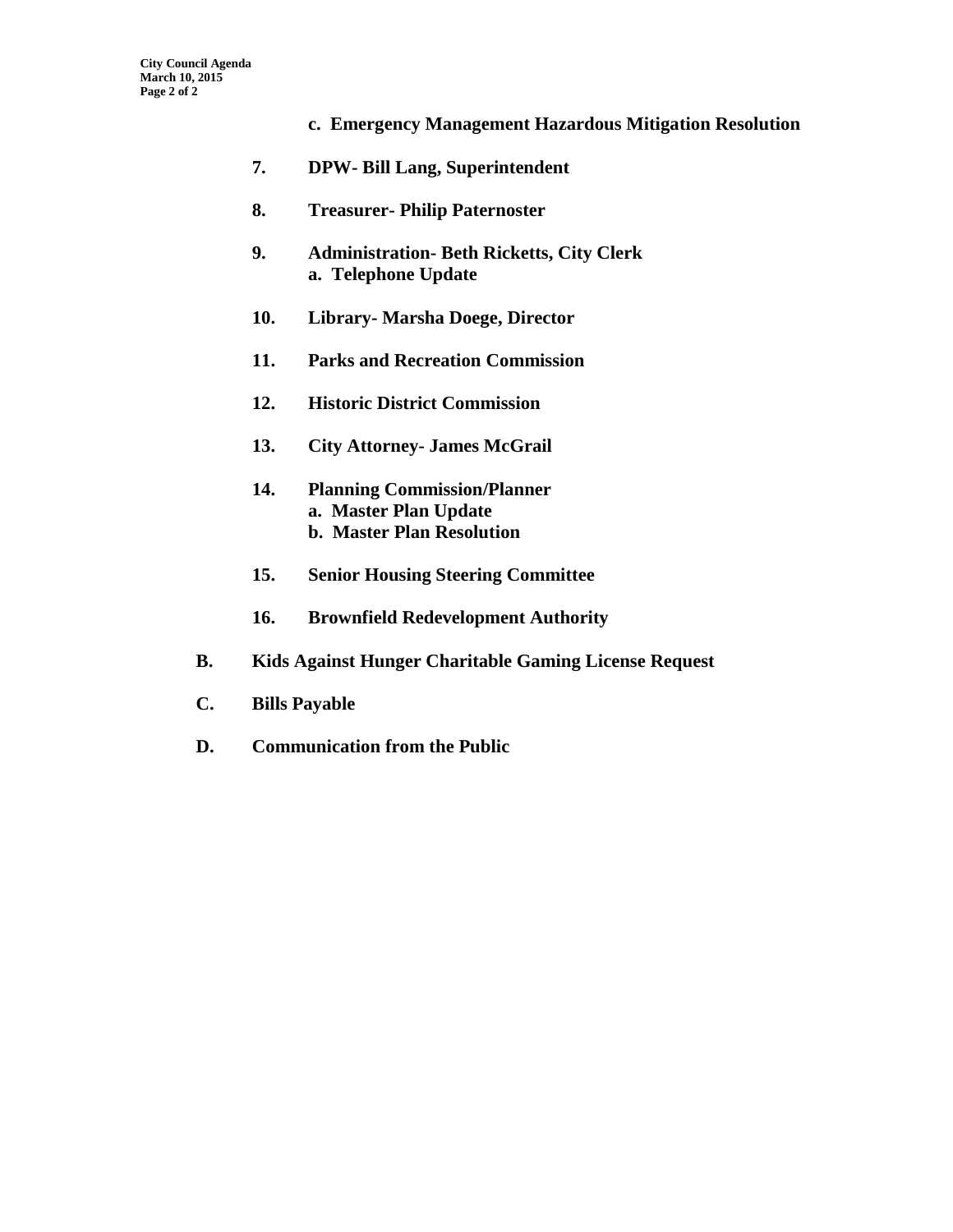**c. Emergency Management Hazardous Mitigation Resolution**

**7. DPW- Bill Lang, Superintendent**

**8. Treasurer- Philip Paternoster**

**9. Administration- Beth Ricketts, City Clerk**
**a. Telephone Update**

**10. Library- Marsha Doege, Director**

**11. Parks and Recreation Commission**

**12. Historic District Commission**

**13. City Attorney- James McGrail**

**14. Planning Commission/Planner**
**a. Master Plan Update**
**b. Master Plan Resolution**

**15. Senior Housing Steering Committee**

**16. Brownfield Redevelopment Authority**

**B. Kids Against Hunger Charitable Gaming License Request**

**C. Bills Payable**

**D. Communication from the Public**